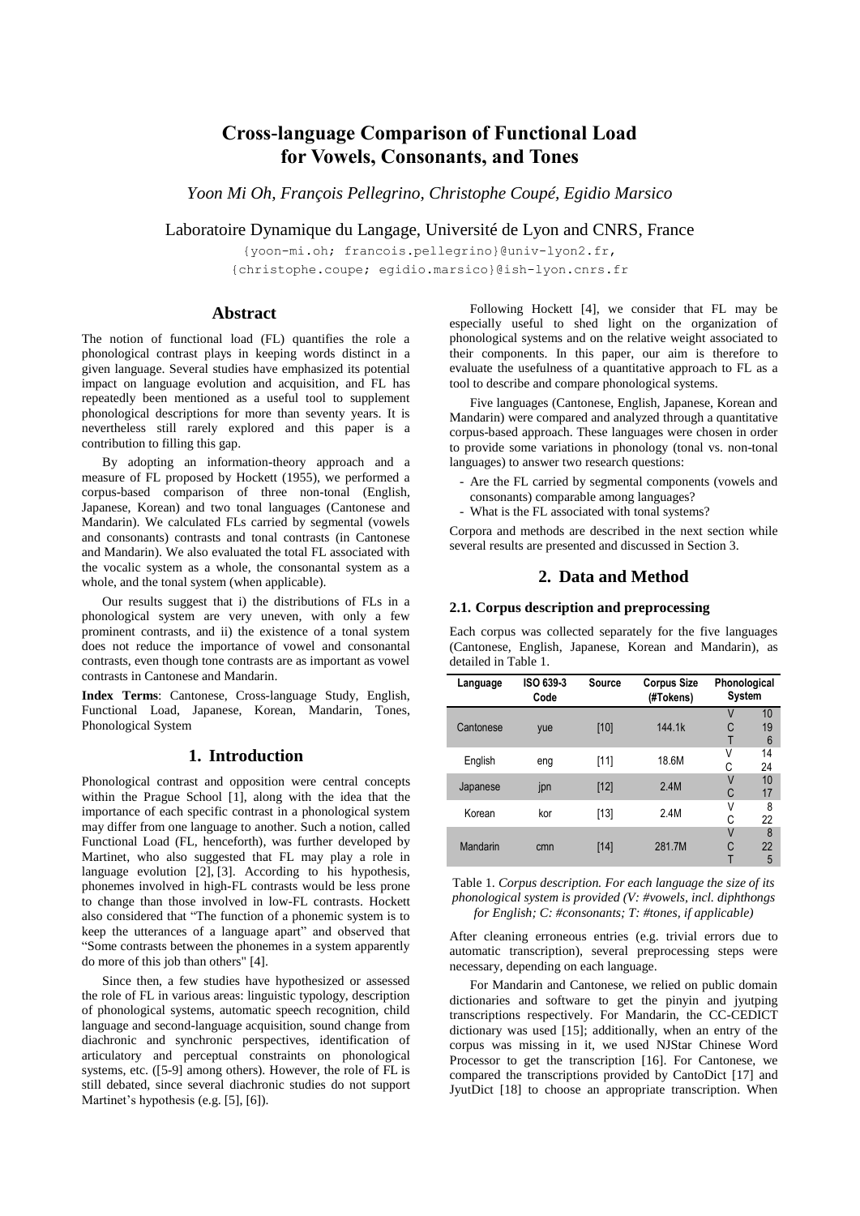# Cross-language Comparison of Functional Load for Vowels, Consonants, and Tones

*Yoon Mi Oh, François Pellegrino, Christophe Coupé, Egidio Marsico*

Laboratoire Dynamique du Langage, Université de Lyon and CNRS, France

{yoon-mi.oh; francois.pellegrino}@univ-lyon2.fr, {christophe.coupe; egidio.marsico}@ish-lyon.cnrs.fr

## Abstract

The notion of functional load (FL) quantifies the role a phonological contrast plays in keeping words distinct in a given language. Several studies have emphasized its potential impact on language evolution and acquisition, and FL has repeatedly been mentioned as a useful tool to supplement phonological descriptions for more than seventy years. It is nevertheless still rarely explored and this paper is a contribution to filling this gap.

By adopting an information-theory approach and a measure of FL proposed by Hockett (1955), we performed a corpus-based comparison of three non-tonal (English, Japanese, Korean) and two tonal languages (Cantonese and Mandarin). We calculated FLs carried by segmental (vowels and consonants) contrasts and tonal contrasts (in Cantonese and Mandarin). We also evaluated the total FL associated with the vocalic system as a whole, the consonantal system as a whole, and the tonal system (when applicable).

Our results suggest that i) the distributions of FLs in a phonological system are very uneven, with only a few prominent contrasts, and ii) the existence of a tonal system does not reduce the importance of vowel and consonantal contrasts, even though tone contrasts are as important as vowel contrasts in Cantonese and Mandarin.

**Index Terms**: Cantonese, Cross-language Study, English, Functional Load, Japanese, Korean, Mandarin, Tones, Phonological System

## 1. Introduction

Phonological contrast and opposition were central concepts within the Prague School [1], along with the idea that the importance of each specific contrast in a phonological system may differ from one language to another. Such a notion, called Functional Load (FL, henceforth), was further developed by Martinet, who also suggested that FL may play a role in language evolution [2], [3]. According to his hypothesis, phonemes involved in high-FL contrasts would be less prone to change than those involved in low-FL contrasts. Hockett also considered that "The function of a phonemic system is to keep the utterances of a language apart" and observed that "Some contrasts between the phonemes in a system apparently do more of this job than others" [4].

Since then, a few studies have hypothesized or assessed the role of FL in various areas: linguistic typology, description of phonological systems, automatic speech recognition, child language and second-language acquisition, sound change from diachronic and synchronic perspectives, identification of articulatory and perceptual constraints on phonological systems, etc. ([5-9] among others). However, the role of FL is still debated, since several diachronic studies do not support Martinet's hypothesis (e.g. [5], [6]).

Following Hockett [4], we consider that FL may be especially useful to shed light on the organization of phonological systems and on the relative weight associated to their components. In this paper, our aim is therefore to evaluate the usefulness of a quantitative approach to FL as a tool to describe and compare phonological systems.

Five languages (Cantonese, English, Japanese, Korean and Mandarin) were compared and analyzed through a quantitative corpus-based approach. These languages were chosen in order to provide some variations in phonology (tonal vs. non-tonal languages) to answer two research questions:

- Are the FL carried by segmental components (vowels and consonants) comparable among languages?
- What is the FL associated with tonal systems?

Corpora and methods are described in the next section while several results are presented and discussed in Section 3.

## 2. Data and Method

### 2.1. Corpus description and preprocessing

Each corpus was collected separately for the five languages (Cantonese, English, Japanese, Korean and Mandarin), as detailed in Table 1.

| Language | ISO 639-3 Code | Source | Corpus Size (#Tokens) | Phonological System | |
|---|---|---|---|---|---|
| Cantonese | yue | [10] | 144.1k | V<br>C<br>T | 10<br>19<br>6 |
| English | eng | [11] | 18.6M | V<br>C | 14<br>24 |
| Japanese | jpn | [12] | 2.4M | V<br>C | 10<br>17 |
| Korean | kor | [13] | 2.4M | V<br>C | 8<br>22 |
| Mandarin | cmn | [14] | 281.7M | V<br>C<br>T | 8<br>22<br>5 |

Table 1. *Corpus description. For each language the size of its phonological system is provided (V: #vowels, incl. diphthongs for English; C: #consonants; T: #tones, if applicable)*

After cleaning erroneous entries (e.g. trivial errors due to automatic transcription), several preprocessing steps were necessary, depending on each language.

For Mandarin and Cantonese, we relied on public domain dictionaries and software to get the pinyin and jyutping transcriptions respectively. For Mandarin, the CC-CEDICT dictionary was used [15]; additionally, when an entry of the corpus was missing in it, we used NJStar Chinese Word Processor to get the transcription [16]. For Cantonese, we compared the transcriptions provided by CantoDict [17] and JyutDict [18] to choose an appropriate transcription. When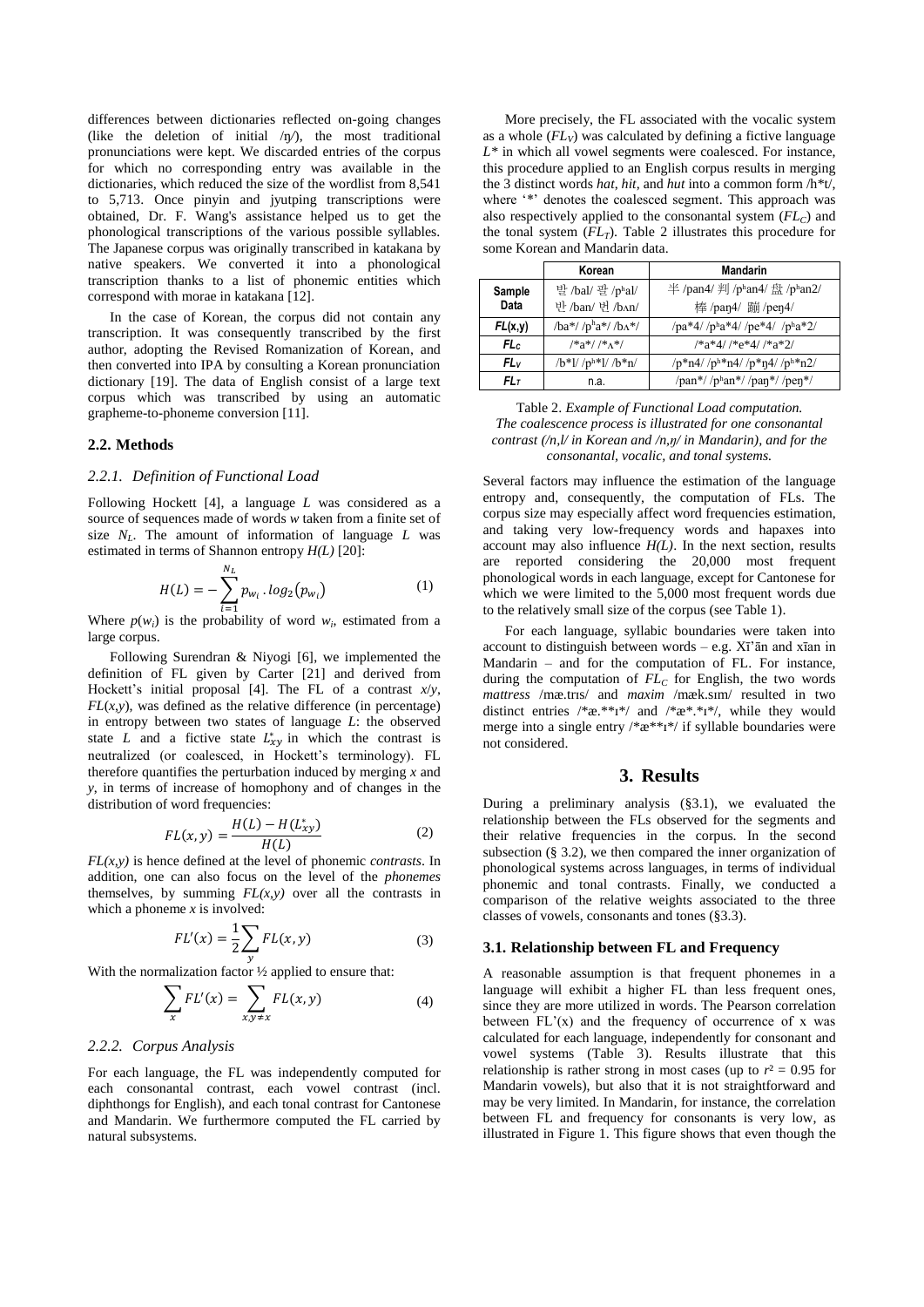differences between dictionaries reflected on-going changes (like the deletion of initial /ŋ/), the most traditional pronunciations were kept. We discarded entries of the corpus for which no corresponding entry was available in the dictionaries, which reduced the size of the wordlist from 8,541 to 5,713. Once pinyin and jyutping transcriptions were obtained, Dr. F. Wang's assistance helped us to get the phonological transcriptions of the various possible syllables. The Japanese corpus was originally transcribed in katakana by native speakers. We converted it into a phonological transcription thanks to a list of phonemic entities which correspond with morae in katakana [12].

In the case of Korean, the corpus did not contain any transcription. It was consequently transcribed by the first author, adopting the Revised Romanization of Korean, and then converted into IPA by consulting a Korean pronunciation dictionary [19]. The data of English consist of a large text corpus which was transcribed by using an automatic grapheme-to-phoneme conversion [11].

### 2.2. Methods

#### *2.2.1. Definition of Functional Load*

Following Hockett [4], a language *L* was considered as a source of sequences made of words *w* taken from a finite set of size $N_L$. The amount of information of language *L* was estimated in terms of Shannon entropy *H(L)* [20]:

$$H(L) = -\sum_{i=1}^{N_L} p_{w_i} . log_2(p_{w_i}) \tag{1}$$

Where $p(w_i)$ is the probability of word $w_i$, estimated from a large corpus.

Following Surendran & Niyogi [6], we implemented the definition of FL given by Carter [21] and derived from Hockett's initial proposal [4]. The FL of a contrast *x/y*, *FL(x,y)*, was defined as the relative difference (in percentage) in entropy between two states of language *L*: the observed state *L* and a fictive state $L^*_{xy}$ in which the contrast is neutralized (or coalesced, in Hockett's terminology). FL therefore quantifies the perturbation induced by merging *x* and *y*, in terms of increase of homophony and of changes in the distribution of word frequencies:

$$FL(x,y) = \frac{H(L) - H(L^*_{xy})}{H(L)} \tag{2}$$

*FL(x,y)* is hence defined at the level of phonemic *contrasts*. In addition, one can also focus on the level of the *phonemes* themselves, by summing *FL(x,y)* over all the contrasts in which a phoneme *x* is involved:

$$FL'(x) = \frac{1}{2}\sum_{y} FL(x,y) \tag{3}$$

With the normalization factor ½ applied to ensure that:

$$\sum_{x} FL'(x) = \sum_{x,y \neq x} FL(x,y) \tag{4}$$

#### *2.2.2. Corpus Analysis*

For each language, the FL was independently computed for each consonantal contrast, each vowel contrast (incl. diphthongs for English), and each tonal contrast for Cantonese and Mandarin. We furthermore computed the FL carried by natural subsystems.

More precisely, the FL associated with the vocalic system as a whole ($FL_V$) was calculated by defining a fictive language *L\** in which all vowel segments were coalesced. For instance, this procedure applied to an English corpus results in merging the 3 distinct words *hat*, *hit*, and *hut* into a common form /h\*t/, where '\*' denotes the coalesced segment. This approach was also respectively applied to the consonantal system ($FL_C$) and the tonal system ($FL_T$). Table 2 illustrates this procedure for some Korean and Mandarin data.

| | Korean | Mandarin |
|---|---|---|
| **Sample Data** | 발 /bal/ 팔 /pʰal/ 반 /ban/ 번 /bʌn/ | 半 /pan4/ 判 /pʰan4/ 盘 /pʰan2/ 棒 /paŋ4/ 蹦 /peŋ4/ |
| ***FL*(x,y)** | /ba\*/ /pʰa\*/ /bʌ\*/ | /pa\*4/ /pʰa\*4/ /pe\*4/ /pʰa\*2/ |
| ***FL$_C$*** | /\*a\*/ /\*ʌ\*/ | /\*a\*4/ /\*e\*4/ /\*a\*2/ |
| ***FL$_V$*** | /b\*l/ /pʰ\*l/ /b\*n/ | /p\*n4/ /pʰ\*n4/ /p\*ŋ4/ /pʰ\*n2/ |
| ***FL$_T$*** | n.a. | /pan\*/ /pʰan\*/ /paŋ\*/ /peŋ\*/ |

Table 2. *Example of Functional Load computation. The coalescence process is illustrated for one consonantal contrast (/n,l/ in Korean and /n,ŋ/ in Mandarin), and for the consonantal, vocalic, and tonal systems.*

Several factors may influence the estimation of the language entropy and, consequently, the computation of FLs. The corpus size may especially affect word frequencies estimation, and taking very low-frequency words and hapaxes into account may also influence *H(L)*. In the next section, results are reported considering the 20,000 most frequent phonological words in each language, except for Cantonese for which we were limited to the 5,000 most frequent words due to the relatively small size of the corpus (see Table 1).

For each language, syllabic boundaries were taken into account to distinguish between words – e.g. Xī'ān and xīan in Mandarin – and for the computation of FL. For instance, during the computation of $FL_C$ for English, the two words *mattress* /mæ.trɪs/ and *maxim* /mæk.sɪm/ resulted in two distinct entries /\*æ.\*\*ɪ\*/ and /\*æ\*.\*ɪ\*/, while they would merge into a single entry /\*æ\*\*\*ɪ\*/ if syllable boundaries were not considered.

## 3. Results

During a preliminary analysis (§3.1), we evaluated the relationship between the FLs observed for the segments and their relative frequencies in the corpus. In the second subsection (§ 3.2), we then compared the inner organization of phonological systems across languages, in terms of individual phonemic and tonal contrasts. Finally, we conducted a comparison of the relative weights associated to the three classes of vowels, consonants and tones (§3.3).

### 3.1. Relationship between FL and Frequency

A reasonable assumption is that frequent phonemes in a language will exhibit a higher FL than less frequent ones, since they are more utilized in words. The Pearson correlation between FL'(x) and the frequency of occurrence of x was calculated for each language, independently for consonant and vowel systems (Table 3). Results illustrate that this relationship is rather strong in most cases (up to $r^2 = 0.95$ for Mandarin vowels), but also that it is not straightforward and may be very limited. In Mandarin, for instance, the correlation between FL and frequency for consonants is very low, as illustrated in Figure 1. This figure shows that even though the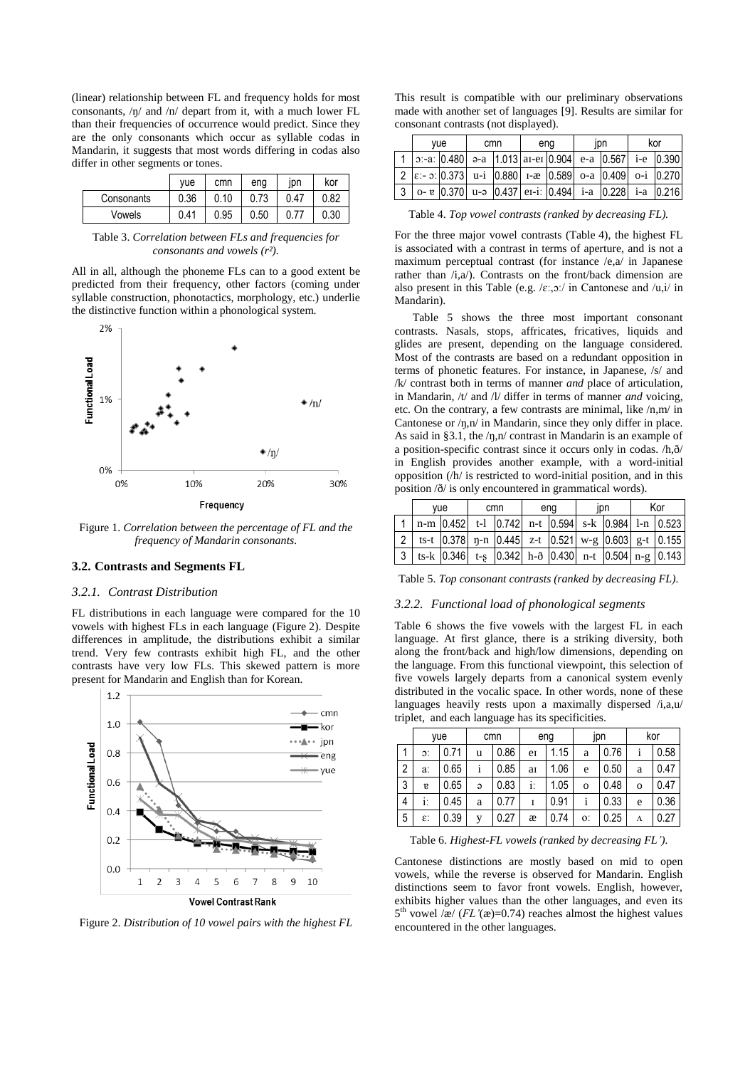(linear) relationship between FL and frequency holds for most consonants, /ŋ/ and /n/ depart from it, with a much lower FL than their frequencies of occurrence would predict. Since they are the only consonants which occur as syllable codas in Mandarin, it suggests that most words differing in codas also differ in other segments or tones.

| | yue | cmn | eng | jpn | kor |
|---|---|---|---|---|---|
| Consonants | 0.36 | 0.10 | 0.73 | 0.47 | 0.82 |
| Vowels | 0.41 | 0.95 | 0.50 | 0.77 | 0.30 |

Table 3. *Correlation between FLs and frequencies for consonants and vowels ($r^2$).*

All in all, although the phoneme FLs can to a good extent be predicted from their frequency, other factors (coming under syllable construction, phonotactics, morphology, etc.) underlie the distinctive function within a phonological system.

Figure 1. *Correlation between the percentage of FL and the frequency of Mandarin consonants.*

### 3.2. Contrasts and Segments FL

#### *3.2.1. Contrast Distribution*

FL distributions in each language were compared for the 10 vowels with highest FLs in each language (Figure 2). Despite differences in amplitude, the distributions exhibit a similar trend. Very few contrasts exhibit high FL, and the other contrasts have very low FLs. This skewed pattern is more present for Mandarin and English than for Korean.

Figure 2. *Distribution of 10 vowel pairs with the highest FL*

This result is compatible with our preliminary observations made with another set of languages [9]. Results are similar for consonant contrasts (not displayed).

| | yue | | cmn | | eng | | jpn | | kor | |
|---|---|---|---|---|---|---|---|---|---|---|
| 1 | ɔː-aː | 0.480 | ə-a | 1.013 | aɪ-eɪ | 0.904 | e-a | 0.567 | i-e | 0.390 |
| 2 | ɛː- ɔː | 0.373 | u-i | 0.880 | ɪ-æ | 0.589 | o-a | 0.409 | o-i | 0.270 |
| 3 | o- ɐ | 0.370 | u-ə | 0.437 | eɪ-iː | 0.494 | i-a | 0.228 | i-a | 0.216 |

Table 4. *Top vowel contrasts (ranked by decreasing FL).*

For the three major vowel contrasts (Table 4), the highest FL is associated with a contrast in terms of aperture, and is not a maximum perceptual contrast (for instance /e,a/ in Japanese rather than /i,a/). Contrasts on the front/back dimension are also present in this Table (e.g. /ɛː,ɔː/ in Cantonese and /u,i/ in Mandarin).

Table 5 shows the three most important consonant contrasts. Nasals, stops, affricates, fricatives, liquids and glides are present, depending on the language considered. Most of the contrasts are based on a redundant opposition in terms of phonetic features. For instance, in Japanese, /s/ and /k/ contrast both in terms of manner *and* place of articulation, in Mandarin, /t/ and /l/ differ in terms of manner *and* voicing, etc. On the contrary, a few contrasts are minimal, like /n,m/ in Cantonese or /ŋ,n/ in Mandarin, since they only differ in place. As said in §3.1, the /ŋ,n/ contrast in Mandarin is an example of a position-specific contrast since it occurs only in codas. /h,ð/ in English provides another example, with a word-initial opposition (/h/ is restricted to word-initial position, and in this position /ð/ is only encountered in grammatical words).

| | yue | | cmn | | eng | | jpn | | Kor | |
|---|---|---|---|---|---|---|---|---|---|---|
| 1 | n-m | 0.452 | t-l | 0.742 | n-t | 0.594 | s-k | 0.984 | l-n | 0.523 |
| 2 | ts-t | 0.378 | ŋ-n | 0.445 | z-t | 0.521 | w-g | 0.603 | g-t | 0.155 |
| 3 | ts-k | 0.346 | t-ʂ | 0.342 | h-ð | 0.430 | n-t | 0.504 | n-g | 0.143 |

Table 5. *Top consonant contrasts (ranked by decreasing FL).*

#### *3.2.2. Functional load of phonological segments*

Table 6 shows the five vowels with the largest FL in each language. At first glance, there is a striking diversity, both along the front/back and high/low dimensions, depending on the language. From this functional viewpoint, this selection of five vowels largely departs from a canonical system evenly distributed in the vocalic space. In other words, none of these languages heavily rests upon a maximally dispersed /i,a,u/ triplet, and each language has its specificities.

| | yue | | cmn | | eng | | jpn | | kor | |
|---|---|---|---|---|---|---|---|---|---|---|
| 1 | ɔː | 0.71 | u | 0.86 | eɪ | 1.15 | a | 0.76 | i | 0.58 |
| 2 | aː | 0.65 | i | 0.85 | aɪ | 1.06 | e | 0.50 | a | 0.47 |
| 3 | ɐ | 0.65 | ə | 0.83 | iː | 1.05 | o | 0.48 | o | 0.47 |
| 4 | iː | 0.45 | a | 0.77 | ɪ | 0.91 | i | 0.33 | e | 0.36 |
| 5 | ɛː | 0.39 | y | 0.27 | æ | 0.74 | oː | 0.25 | ʌ | 0.27 |

Table 6. *Highest-FL vowels (ranked by decreasing FL').*

Cantonese distinctions are mostly based on mid to open vowels, while the reverse is observed for Mandarin. English distinctions seem to favor front vowels. English, however, exhibits higher values than the other languages, and even its 5th vowel /æ/ (*FL'*(æ)=0.74) reaches almost the highest values encountered in the other languages.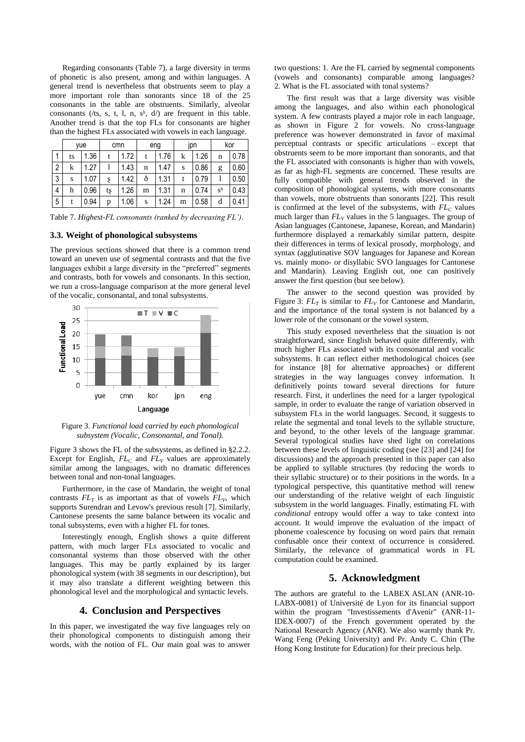Regarding consonants (Table 7), a large diversity in terms of phonetic is also present, among and within languages. A general trend is nevertheless that obstruents seem to play a more important role than sonorants since 18 of the 25 consonants in the table are obstruents. Similarly, alveolar consonants (/ts, s, t, l, n, sʰ, d/) are frequent in this table. Another trend is that the top FLs for consonants are higher than the highest FLs associated with vowels in each language.

| | yue | | cmn | | eng | | jpn | | kor | |
|---|---|---|---|---|---|---|---|---|---|---|
| 1 | ts | 1.36 | t | 1.72 | t | 1.76 | k | 1.26 | n | 0.78 |
| 2 | k | 1.27 | l | 1.43 | n | 1.47 | s | 0.86 | g | 0.60 |
| 3 | s | 1.07 | ʂ | 1.42 | ð | 1.31 | t | 0.79 | l | 0.50 |
| 4 | h | 0.96 | tʂ | 1.26 | m | 1.31 | n | 0.74 | sʰ | 0.43 |
| 5 | t | 0.94 | p | 1.06 | s | 1.24 | m | 0.58 | d | 0.41 |

Table 7. *Highest-FL consonants (ranked by decreasing FL')*.

### 3.3. Weight of phonological subsystems

The previous sections showed that there is a common trend toward an uneven use of segmental contrasts and that the five languages exhibit a large diversity in the "preferred" segments and contrasts, both for vowels and consonants. In this section, we run a cross-language comparison at the more general level of the vocalic, consonantal, and tonal subsystems.

Figure 3. *Functional load carried by each phonological subsystem (Vocalic, Consonantal, and Tonal).*

Figure 3 shows the FL of the subsystems, as defined in §2.2.2. Except for English, $FL_C$ and $FL_V$ values are approximately similar among the languages, with no dramatic differences between tonal and non-tonal languages.

Furthermore, in the case of Mandarin, the weight of tonal contrasts $FL_T$ is as important as that of vowels $FL_V$, which supports Surendran and Levow's previous result [7]. Similarly, Cantonese presents the same balance between its vocalic and tonal subsystems, even with a higher FL for tones.

Interestingly enough, English shows a quite different pattern, with much larger FLs associated to vocalic and consonantal systems than those observed with the other languages. This may be partly explained by its larger phonological system (with 38 segments in our description), but it may also translate a different weighting between this phonological level and the morphological and syntactic levels.

## 4. Conclusion and Perspectives

In this paper, we investigated the way five languages rely on their phonological components to distinguish among their words, with the notion of FL. Our main goal was to answer two questions: 1. Are the FL carried by segmental components (vowels and consonants) comparable among languages? 2. What is the FL associated with tonal systems?

The first result was that a large diversity was visible among the languages, and also within each phonological system. A few contrasts played a major role in each language, as shown in Figure 2 for vowels. No cross-language preference was however demonstrated in favor of maximal perceptual contrasts or specific articulations – except that obstruents seem to be more important than sonorants, and that the FL associated with consonants is higher than with vowels, as far as high-FL segments are concerned. These results are fully compatible with general trends observed in the composition of phonological systems, with more consonants than vowels, more obstruents than sonorants [22]. This result is confirmed at the level of the subsystems, with $FL_C$ values much larger than $FL_V$ values in the 5 languages. The group of Asian languages (Cantonese, Japanese, Korean, and Mandarin) furthermore displayed a remarkably similar pattern, despite their differences in terms of lexical prosody, morphology, and syntax (agglutinative SOV languages for Japanese and Korean vs. mainly mono- or disyllabic SVO languages for Cantonese and Mandarin). Leaving English out, one can positively answer the first question (but see below).

The answer to the second question was provided by Figure 3: $FL_T$ is similar to $FL_V$ for Cantonese and Mandarin, and the importance of the tonal system is not balanced by a lower role of the consonant or the vowel system.

This study exposed nevertheless that the situation is not straightforward, since English behaved quite differently, with much higher FLs associated with its consonantal and vocalic subsystems. It can reflect either methodological choices (see for instance [8] for alternative approaches) or different strategies in the way languages convey information. It definitively points toward several directions for future research. First, it underlines the need for a larger typological sample, in order to evaluate the range of variation observed in subsystem FLs in the world languages. Second, it suggests to relate the segmental and tonal levels to the syllable structure, and beyond, to the other levels of the language grammar. Several typological studies have shed light on correlations between these levels of linguistic coding (see [23] and [24] for discussions) and the approach presented in this paper can also be applied to syllable structures (by reducing the words to their syllabic structure) or to their positions in the words. In a typological perspective, this quantitative method will renew our understanding of the relative weight of each linguistic subsystem in the world languages. Finally, estimating FL with *conditional* entropy would offer a way to take context into account. It would improve the evaluation of the impact of phoneme coalescence by focusing on word pairs that remain confusable once their context of occurrence is considered. Similarly, the relevance of grammatical words in FL computation could be examined.

## 5. Acknowledgment

The authors are grateful to the LABEX ASLAN (ANR-10-LABX-0081) of Université de Lyon for its financial support within the program "Investissements d'Avenir" (ANR-11-IDEX-0007) of the French government operated by the National Research Agency (ANR). We also warmly thank Pr. Wang Feng (Peking University) and Pr. Andy C. Chin (The Hong Kong Institute for Education) for their precious help.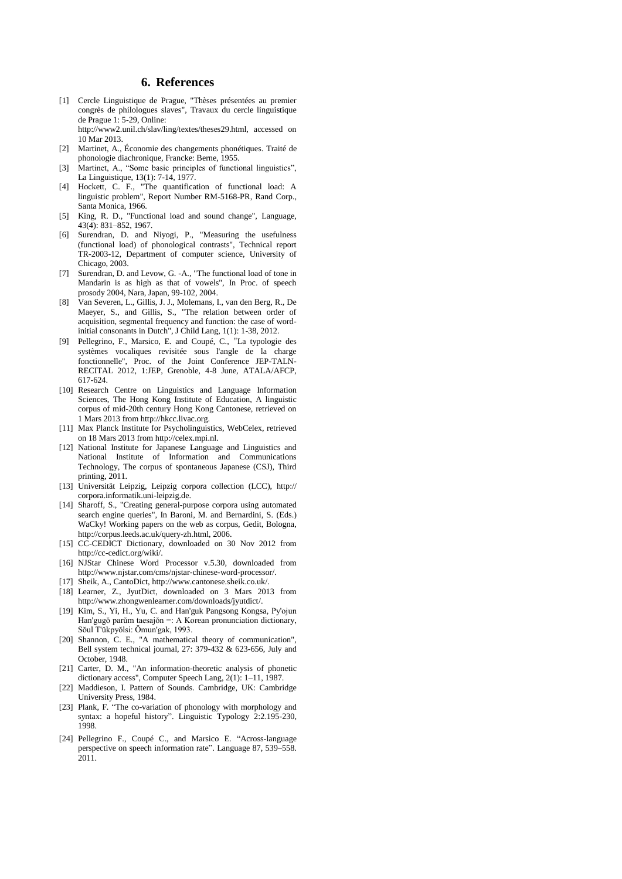## 6. References

[1] Cercle Linguistique de Prague, "Thèses présentées au premier congrès de philologues slaves", Travaux du cercle linguistique de Prague 1: 5-29, Online: http://www2.unil.ch/slav/ling/textes/theses29.html, accessed on 10 Mar 2013.

[2] Martinet, A., Économie des changements phonétiques. Traité de phonologie diachronique, Francke: Berne, 1955.

[3] Martinet, A., "Some basic principles of functional linguistics", La Linguistique, 13(1): 7-14, 1977.

[4] Hockett, C. F., "The quantification of functional load: A linguistic problem", Report Number RM-5168-PR, Rand Corp., Santa Monica, 1966.

[5] King, R. D., "Functional load and sound change", Language, 43(4): 831–852, 1967.

[6] Surendran, D. and Niyogi, P., "Measuring the usefulness (functional load) of phonological contrasts", Technical report TR-2003-12, Department of computer science, University of Chicago, 2003.

[7] Surendran, D. and Levow, G. -A., "The functional load of tone in Mandarin is as high as that of vowels", In Proc. of speech prosody 2004, Nara, Japan, 99-102, 2004.

[8] Van Severen, L., Gillis, J. J., Molemans, I., van den Berg, R., De Maeyer, S., and Gillis, S., "The relation between order of acquisition, segmental frequency and function: the case of word-initial consonants in Dutch", J Child Lang, 1(1): 1-38, 2012.

[9] Pellegrino, F., Marsico, E. and Coupé, C., "La typologie des systèmes vocaliques revisitée sous l'angle de la charge fonctionnelle", Proc. of the Joint Conference JEP-TALN-RECITAL 2012, 1:JEP, Grenoble, 4-8 June, ATALA/AFCP, 617-624.

[10] Research Centre on Linguistics and Language Information Sciences, The Hong Kong Institute of Education, A linguistic corpus of mid-20th century Hong Kong Cantonese, retrieved on 1 Mars 2013 from http://hkcc.livac.org.

[11] Max Planck Institute for Psycholinguistics, WebCelex, retrieved on 18 Mars 2013 from http://celex.mpi.nl.

[12] National Institute for Japanese Language and Linguistics and National Institute of Information and Communications Technology, The corpus of spontaneous Japanese (CSJ), Third printing, 2011.

[13] Universität Leipzig, Leipzig corpora collection (LCC), http:// corpora.informatik.uni-leipzig.de.

[14] Sharoff, S., "Creating general-purpose corpora using automated search engine queries", In Baroni, M. and Bernardini, S. (Eds.) WaCky! Working papers on the web as corpus, Gedit, Bologna, http://corpus.leeds.ac.uk/query-zh.html, 2006.

[15] CC-CEDICT Dictionary, downloaded on 30 Nov 2012 from http://cc-cedict.org/wiki/.

[16] NJStar Chinese Word Processor v.5.30, downloaded from http://www.njstar.com/cms/njstar-chinese-word-processor/.

[17] Sheik, A., CantoDict, http://www.cantonese.sheik.co.uk/.

[18] Learner, Z., JyutDict, downloaded on 3 Mars 2013 from http://www.zhongwenlearner.com/downloads/jyutdict/.

[19] Kim, S., Yi, H., Yu, C. and Han'guk Pangsong Kongsa, Py'ojun Han'gugŏ parŭm taesajŏn =: A Korean pronunciation dictionary, Sŏul T'ŭkpyŏlsi: Ŏmun'gak, 1993.

[20] Shannon, C. E., "A mathematical theory of communication", Bell system technical journal, 27: 379-432 & 623-656, July and October, 1948.

[21] Carter, D. M., "An information-theoretic analysis of phonetic dictionary access", Computer Speech Lang, 2(1): 1–11, 1987.

[22] Maddieson, I. Pattern of Sounds. Cambridge, UK: Cambridge University Press, 1984.

[23] Plank, F. "The co-variation of phonology with morphology and syntax: a hopeful history". Linguistic Typology 2:2.195-230, 1998.

[24] Pellegrino F., Coupé C., and Marsico E. "Across-language perspective on speech information rate". Language 87, 539–558. 2011.